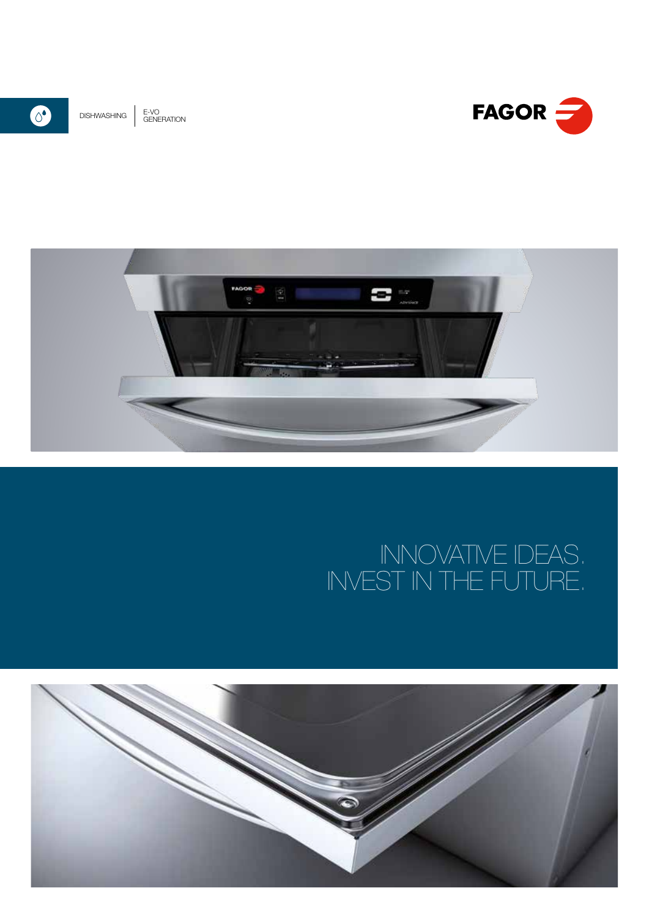DISHWASHING | E-VO GENERATION

FAGOR

# INNOVATIVE IDEAS. INVEST IN THE FUTURE.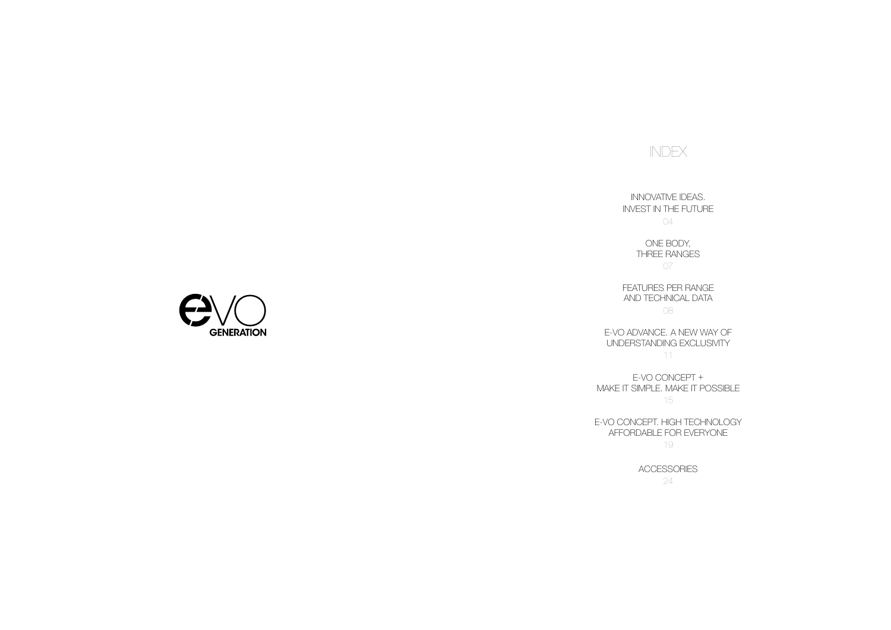EVO GENERATION

# INDEX

INNOVATIVE IDEAS.
INVEST IN THE FUTURE
04

ONE BODY,
THREE RANGES
07

FEATURES PER RANGE
AND TECHNICAL DATA
08

E-VO ADVANCE. A NEW WAY OF
UNDERSTANDING EXCLUSIVITY
11

E-VO CONCEPT +
MAKE IT SIMPLE. MAKE IT POSSIBLE
15

E-VO CONCEPT. HIGH TECHNOLOGY
AFFORDABLE FOR EVERYONE
19

ACCESSORIES
24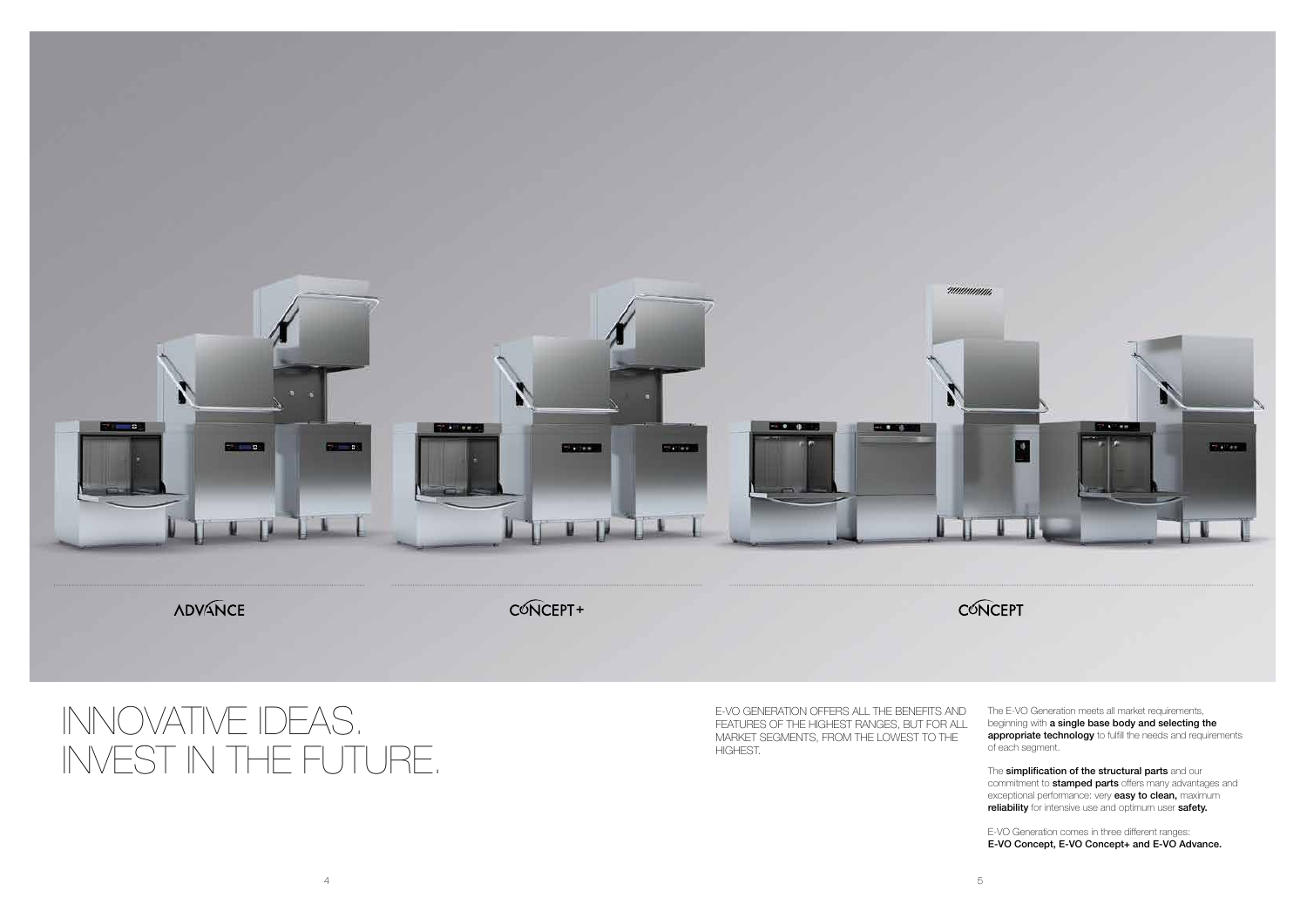ADVANCE

CONCEPT+

CONCEPT

# INNOVATIVE IDEAS. INVEST IN THE FUTURE.

E-VO GENERATION OFFERS ALL THE BENEFITS AND FEATURES OF THE HIGHEST RANGES, BUT FOR ALL MARKET SEGMENTS, FROM THE LOWEST TO THE HIGHEST.

The E-VO Generation meets all market requirements, beginning with **a single base body and selecting the appropriate technology** to fulfill the needs and requirements of each segment.

The **simplification of the structural parts** and our commitment to **stamped parts** offers many advantages and exceptional performance: very **easy to clean,** maximum **reliability** for intensive use and optimum user **safety.**

E-VO Generation comes in three different ranges:
**E-VO Concept, E-VO Concept+ and E-VO Advance.**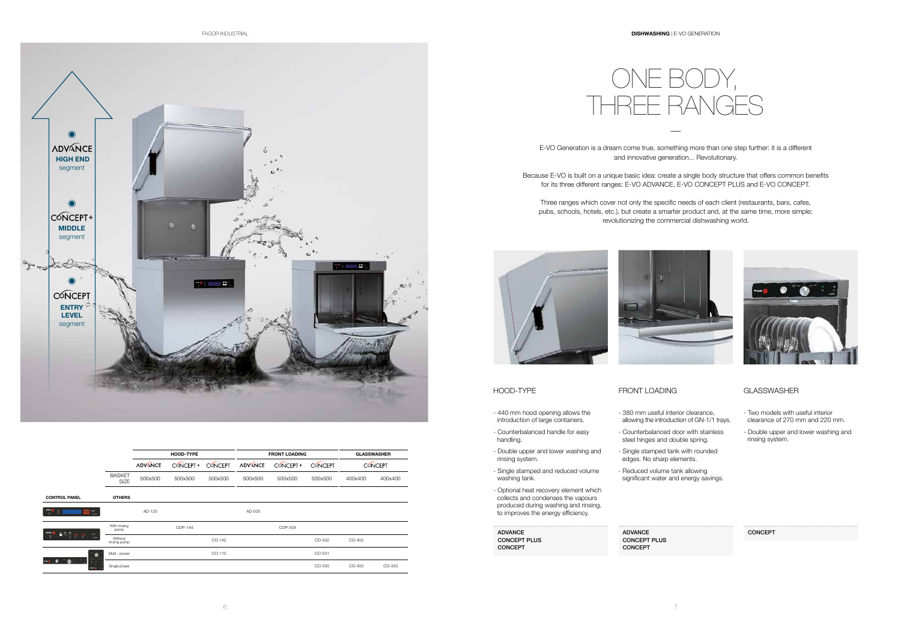**ADVANCE** — **HIGH END** segment

**CONCEPT+** — **MIDDLE** segment

**CONCEPT** — **ENTRY LEVEL** segment

| CONTROL PANEL | OTHERS | HOOD-TYPE | | | FRONT LOADING | | | GLASSWASHER | |
|---|---|---|---|---|---|---|---|---|---|
| | | ADVANCE | CONCEPT+ | CONCEPT | ADVANCE | CONCEPT+ | CONCEPT | CONCEPT | |
| | BASKET SIZE | 500x500 | 500x500 | 500x500 | 500x500 | 500x500 | 500x500 | 400x400 | 400x400 |
| | | AD-125 | | | AD-505 | | | | |
| | With rinsing pump | | COP-144 | | | COP-504 | | | |
| | Without rinsing pump | | | CO-142 | | | CO-502 | CO-402 | |
| | Multi - power | | | CO-110 | | | CO-501 | | |
| | Single phase | | | | | | CO-500 | CO-400 | CO-350 |

# ONE BODY, THREE RANGES

—

E-VO Generation is a dream come true, something more than one step further: it is a different and innovative generation... Revolutionary.

Because E-VO is built on a unique basic idea: create a single body structure that offers common benefits for its three different ranges: E-VO ADVANCE, E-VO CONCEPT PLUS and E-VO CONCEPT.

Three ranges which cover not only the specific needs of each client (restaurants, bars, cafes, pubs, schools, hotels, etc.), but create a smarter product and, at the same time, more simple; revolutionizing the commercial dishwashing world.

## HOOD-TYPE

- 440 mm hood opening allows the introduction of large containers.
- Counterbalanced handle for easy handling.
- Double upper and lower washing and rinsing system.
- Single stamped and reduced volume washing tank.
- Optional heat recovery element which collects and condenses the vapours produced during washing and rinsing, to improves the energy efficiency.

ADVANCE
CONCEPT PLUS
CONCEPT

## FRONT LOADING

- 380 mm useful interior clearance, allowing the introduction of GN-1/1 trays.
- Counterbalanced door with stainless steel hinges and double spring.
- Single stamped tank with rounded edges. No sharp elements.
- Reduced volume tank allowing significant water and energy savings.

ADVANCE
CONCEPT PLUS
CONCEPT

## GLASSWASHER

- Two models with useful interior clearance of 270 mm and 220 mm.
- Double upper and lower washing and rinsing system.

CONCEPT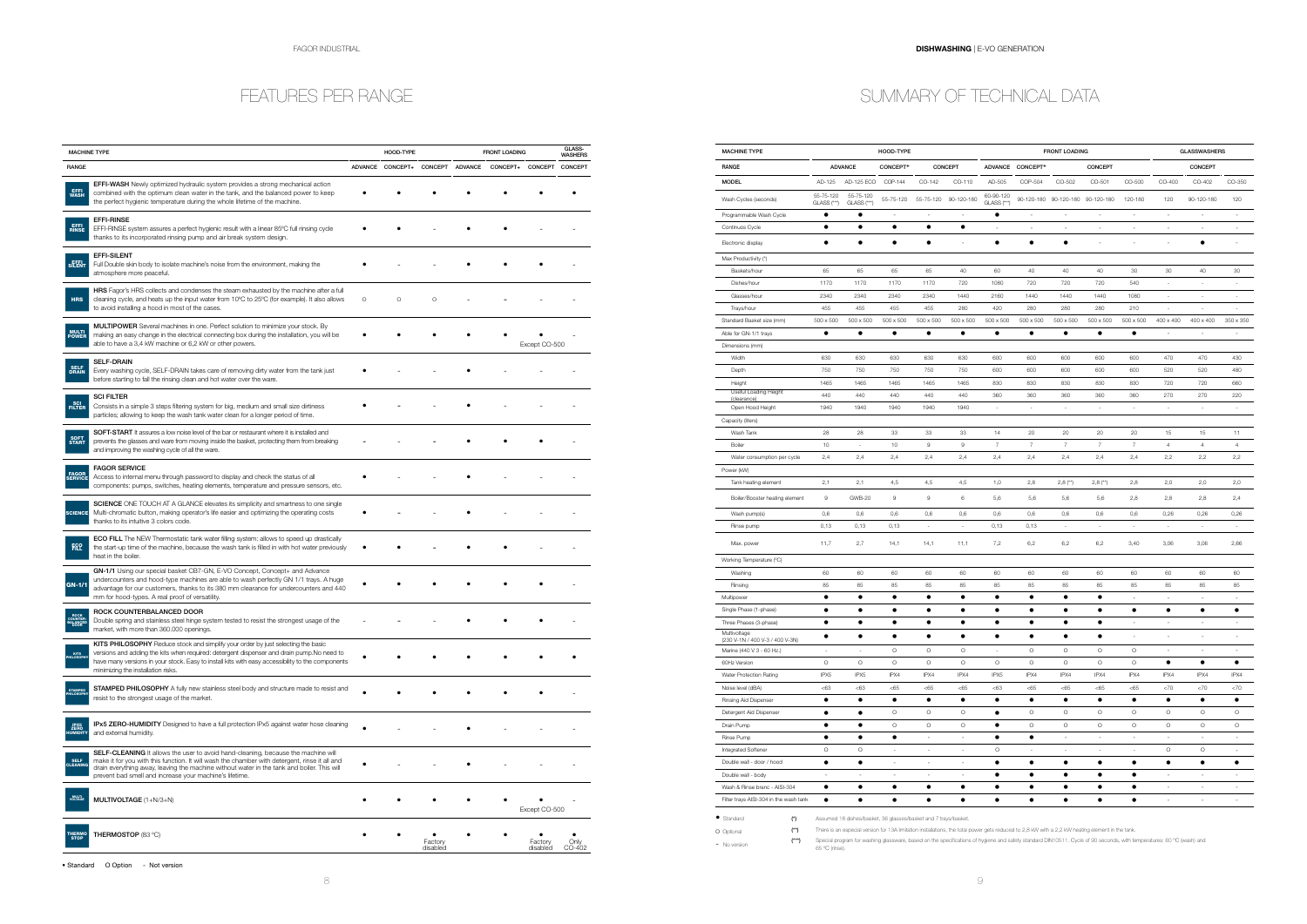# FEATURES PER RANGE

| MACHINE TYPE | | HOOD-TYPE | | | FRONT LOADING | | | GLASS-WASHERS |
|---|---|---|---|---|---|---|---|---|
| RANGE | | ADVANCE | CONCEPT+ | CONCEPT | ADVANCE | CONCEPT+ | CONCEPT | CONCEPT |
| EFFI WASH | **EFFI-WASH** Newly optimized hydraulic system provides a strong mechanical action combined with the optimum clean water in the tank, and the balanced power to keep the perfect hygienic temperature during the whole lifetime of the machine. | • | • | • | • | • | • | • |
| EFFI RINSE | **EFFI-RINSE** EFFI-RINSE system assures a perfect hygienic result with a linear 85ºC full rinsing cycle thanks to its incorporated rinsing pump and air break system design. | • | • | - | • | • | - | - |
| EFFI SILENT | **EFFI-SILENT** Full Double skin body to isolate machine's noise from the environment, making the atmosphere more peaceful. | • | - | - | • | • | • | - |
| HRS | **HRS** Fagor's HRS collects and condenses the steam exhausted by the machine after a full cleaning cycle, and heats up the input water from 10ºC to 25ºC (for example). It also allows to avoid installing a hood in most of the cases. | O | O | O | - | - | - | - |
| MULTI POWER | **MULTIPOWER** Several machines in one. Perfect solution to minimize your stock. By making an easy change in the electrical connecting box during the installation, you will be able to have a 3,4 kW machine or 6,2 kW or other powers. | • | • | • | • | • | • Except CO-500 | - |
| SELF DRAIN | **SELF-DRAIN** Every washing cycle, SELF-DRAIN takes care of removing dirty water from the tank just before starting to fall the rinsing clean and hot water over the ware. | • | - | - | • | - | - | - |
| SCI FILTER | **SCI FILTER** Consists in a simple 3 steps filtering system for big, medium and small size dirtiness particles; allowing to keep the wash tank water clean for a longer period of time. | • | - | - | • | - | - | - |
| SOFT START | **SOFT-START** It assures a low noise level of the bar or restaurant where it is installed and prevents the glasses and ware from moving inside the basket, protecting them from breaking and improving the washing cycle of all the ware. | - | - | - | • | • | • | - |
| FAGOR SERVICE | **FAGOR SERVICE** Access to internal menu through password to display and check the status of all components: pumps, switches, heating elements, temperature and pressure sensors, etc. | • | - | - | • | - | - | - |
| SCIENCE | **SCIENCE** ONE TOUCH AT A GLANCE elevates its simplicity and smartness to one single Multi-chromatic button, making operator's life easier and optimizing the operating costs thanks to its intuitive 3 colors code. | • | - | - | • | - | - | - |
| ECO FILL | **ECO FILL** The NEW Thermostatic tank water filling system: allows to speed up drastically the start-up time of the machine, because the wash tank is filled in with hot water previously heat in the boiler. | • | • | - | • | • | - | - |
| GN-1/1 | **GN-1/1** Using our special basket CB7-GN, E-VO Concept, Concept+ and Advance undercounters and hood-type machines are able to wash perfectly GN 1/1 trays. A huge advantage for our customers, thanks to its 380 mm clearance for undercounters and 440 mm for hood-types. A real proof of versatility. | • | • | • | • | • | • | - |
| ROCK COUNTERBALANCED DOOR | **ROCK COUNTERBALANCED DOOR** Double spring and stainless steel hinge system tested to resist the strongest usage of the market, with more than 360.000 openings. | - | - | - | • | • | • | - |
| KITS PHILOSOPHY | **KITS PHILOSOPHY** Reduce stock and simplify your order by just selecting the basic versions and adding the kits when required: detergent dispenser and drain pump.No need to have many versions in your stock. Easy to install kits with easy accessibility to the components minimizing the installation risks. | • | • | • | • | • | • | • |
| STAMPED PHILOSOPHY | **STAMPED PHILOSOPHY** A fully new stainless steel body and structure made to resist and resist to the strongest usage of the market. | • | • | • | • | • | • | - |
| IPX5 ZERO HUMIDITY | **IPx5 ZERO-HUMIDITY** Designed to have a full protection IPx5 against water hose cleaning and external humidity. | • | - | - | • | - | - | - |
| SELF CLEANING | **SELF-CLEANING** It allows the user to avoid hand-cleaning, because the machine will make it for you with this function. It will wash the chamber with detergent, rinse it all and drain everything away, leaving the machine without water in the tank and boiler. This will prevent bad smell and increase your machine's lifetime. | • | - | - | • | - | - | - |
| MULTI VOLTAGE | **MULTIVOLTAGE** (1+N/3+N) | • | • | • | • | • | • Except CO-500 | - |
| THERMO STOP | **THERMOSTOP** (83 ºC) | • | • | • Factory disabled | • | • | • Factory disabled | • Only CO-402 |

• Standard O Option - Not version

# SUMMARY OF TECHNICAL DATA

| MACHINE TYPE | HOOD-TYPE | | | | | FRONT LOADING | | | | | | GLASSWASHERS | | |
|---|---|---|---|---|---|---|---|---|---|---|---|---|---|---|
| RANGE | ADVANCE | | CONCEPT+ | CONCEPT | | ADVANCE | CONCEPT+ | CONCEPT | | | | CONCEPT | | |
| MODEL | AD-125 | AD-125 ECO | COP-144 | CO-142 | CO-110 | AD-505 | COP-504 | CO-502 | CO-501 | CO-500 | CO-400 | CO-402 | CO-350 |
| Wash Cycles (seconds) | 55-75-120 GLASS (***) | 55-75-120 GLASS (***) | 55-75-120 | 55-75-120 | 90-120-180 | 60-90-120 GLASS (***) | 90-120-180 | 90-120-180 | 90-120-180 | 120-180 | 120 | 90-120-180 | 120 |
| Programmable Wash Cycle | • | • | - | - | - | • | - | - | - | - | - | - | - |
| Continuos Cycle | • | • | • | • | • | - | - | - | - | - | - | - | - |
| Electronic display | • | • | • | • | - | • | • | • | - | - | - | • | - |
| Max Productivity (*) | | | | | | | | | | | | | |
| Baskets/hour | 65 | 65 | 65 | 65 | 40 | 60 | 40 | 40 | 40 | 30 | 30 | 40 | 30 |
| Dishes/hour | 1170 | 1170 | 1170 | 1170 | 720 | 1080 | 720 | 720 | 720 | 540 | - | - | - |
| Glasses/hour | 2340 | 2340 | 2340 | 2340 | 1440 | 2160 | 1440 | 1440 | 1440 | 1080 | - | - | - |
| Trays/hour | 455 | 455 | 455 | 455 | 280 | 420 | 280 | 280 | 280 | 210 | - | - | - |
| Standard Basket size (mm) | 500 x 500 | 500 x 500 | 500 x 500 | 500 x 500 | 500 x 500 | 500 x 500 | 500 x 500 | 500 x 500 | 500 x 500 | 500 x 500 | 400 x 400 | 400 x 400 | 350 x 350 |
| Able for GN-1/1 trays | • | • | • | • | • | • | • | • | • | • | - | - | - |
| Dimensions (mm) | | | | | | | | | | | | | |
| Width | 630 | 630 | 630 | 630 | 630 | 600 | 600 | 600 | 600 | 600 | 470 | 470 | 430 |
| Depth | 750 | 750 | 750 | 750 | 750 | 600 | 600 | 600 | 600 | 600 | 520 | 520 | 480 |
| Height | 1465 | 1465 | 1465 | 1465 | 1465 | 830 | 830 | 830 | 830 | 830 | 720 | 720 | 680 |
| Useful Loading Height (clearance) | 440 | 440 | 440 | 440 | 440 | 380 | 380 | 380 | 380 | 380 | 270 | 270 | 220 |
| Open Hood Height | 1940 | 1940 | 1940 | 1940 | 1940 | - | - | - | - | - | - | - | - |
| Capacity (liters) | | | | | | | | | | | | | |
| Wash Tank | 28 | 28 | 33 | 33 | 33 | 14 | 20 | 20 | 20 | 20 | 15 | 15 | 11 |
| Boiler | 10 | - | 10 | 9 | 9 | 7 | 7 | 7 | 7 | 7 | 4 | 4 | 4 |
| Water consumption per cycle | 2,4 | 2,4 | 2,4 | 2,4 | 2,4 | 2,4 | 2,4 | 2,4 | 2,4 | 2,4 | 2,2 | 2,2 | 2,2 |
| Power (kW) | | | | | | | | | | | | | |
| Tank heating element | 2,1 | 2,1 | 4,5 | 4,5 | 4,5 | 1,0 | 2,8 | 2,8 (**) | 2,8 (**) | 2,8 | 2,0 | 2,0 | 2,0 |
| Boiler/Booster heating element | 9 | GWB-20 | 9 | 9 | 6 | 5,6 | 5,6 | 5,6 | 5,6 | 2,8 | 2,8 | 2,8 | 2,4 |
| Wash pump(s) | 0,6 | 0,6 | 0,6 | 0,6 | 0,6 | 0,6 | 0,6 | 0,6 | 0,6 | 0,6 | 0,26 | 0,26 | 0,26 |
| Rinse pump | 0,13 | 0,13 | 0,13 | - | - | 0,13 | 0,13 | - | - | - | - | - | - |
| Max. power | 11,7 | 2,7 | 14,1 | 14,1 | 11,1 | 7,2 | 6,2 | 6,2 | 6,2 | 3,40 | 3,06 | 3,06 | 2,66 |
| Working Temperature (ºC) | | | | | | | | | | | | | |
| Washing | 60 | 60 | 60 | 60 | 60 | 60 | 60 | 60 | 60 | 60 | 60 | 60 | 60 |
| Rinsing | 85 | 85 | 85 | 85 | 85 | 85 | 85 | 85 | 85 | 85 | 85 | 85 | 85 |
| Multipower | • | • | • | • | • | • | • | • | • | - | - | - | - |
| Single Phase (1-phase) | • | • | • | • | • | • | • | • | • | • | • | • | • |
| Three Phases (3-phase) | • | • | • | • | • | • | • | • | • | - | - | - | - |
| Multivoltage (230 V-1N / 400 V-3 / 400 V-3N) | • | • | • | • | • | • | • | • | • | - | - | - | - |
| Marine (440 V 3 - 60 Hz.) | - | - | O | O | O | - | O | O | O | O | - | - | - |
| 60Hz Version | O | O | O | O | O | O | O | O | O | O | • | • | • |
| Water Protection Rating | IPX5 | IPX5 | IPX4 | IPX4 | IPX4 | IPX5 | IPX4 | IPX4 | IPX4 | IPX4 | IPX4 | IPX4 | IPX4 |
| Noise level (dBA) | <63 | <63 | <65 | <65 | <65 | <63 | <65 | <65 | <65 | <65 | <70 | <70 | <70 |
| Rinsing Aid Dispenser | • | • | • | • | • | • | • | • | • | • | • | • | • |
| Detergent Aid Dispenser | • | • | O | O | O | • | O | O | O | O | O | O | O |
| Drain Pump | • | • | O | O | O | • | O | O | O | O | O | O | O |
| Rinse Pump | • | • | • | - | - | • | • | - | - | - | - | - | - |
| Integrated Softener | O | O | - | - | - | O | - | - | - | - | O | O | - |
| Double wall - door / hood | • | • | - | - | - | • | • | • | • | • | • | • | • |
| Double wall - body | - | - | - | - | - | • | • | • | • | • | - | - | - |
| Wash & Rinse branc - AISI-304 | • | • | • | • | • | • | • | • | • | • | - | - | - |
| Filter trays AISI-304 in the wash tank | • | • | • | • | • | • | • | • | • | • | - | - | - |

• Standard (*) Assumed 18 dishes/basket, 36 glasses/basket and 7 trays/basket.

O Optional (**) There is an especial version for 13A limitation installations, the total power gets reduced to 2,8 kW with a 2,2 kW heating-element in the tank.

- No version (***) Special program for washing glassware, based on the specifications of hygiene and safety standard DIN10511. Cycle of 90 seconds, with temperatures: 60 ºC (wash) and 65 ºC (rinse).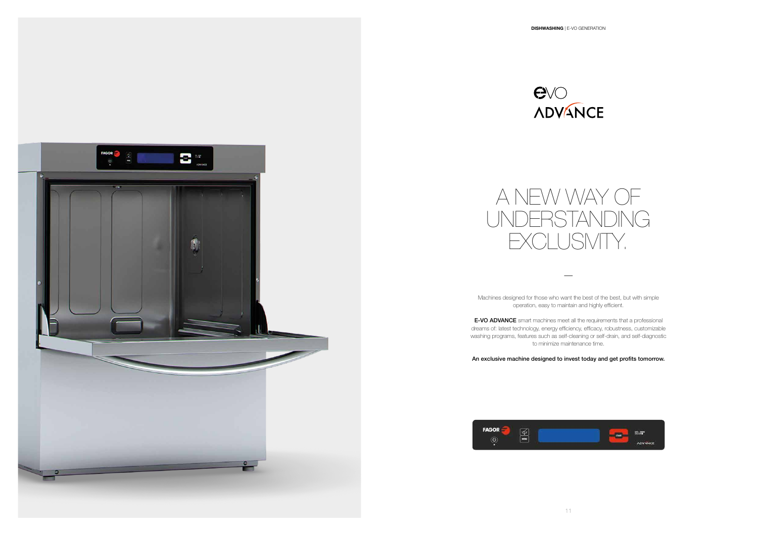# EVO ADVANCE

## A NEW WAY OF UNDERSTANDING EXCLUSIVITY.

—

Machines designed for those who want the best of the best, but with simple operation, easy to maintain and highly efficient.

**E-VO ADVANCE** smart machines meet all the requirements that a professional dreams of: latest technology, energy efficiency, efficacy, robustness, customizable washing programs, features such as self-cleaning or self-drain, and self-diagnostic to minimize maintenance time.

**An exclusive machine designed to invest today and get profits tomorrow.**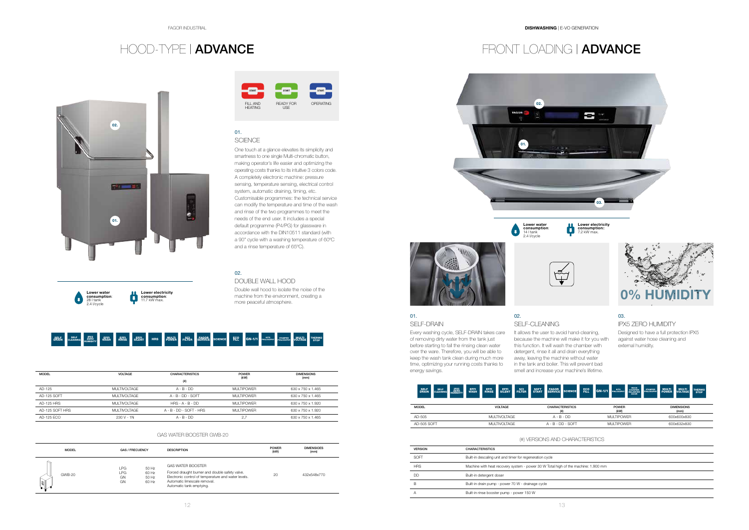// HOOD-TYPE | **ADVANCE**

FILL AND HEATING — READY FOR USE — OPERATING

### 01.
### SCIENCE

One touch at a glance elevates its simplicity and smartness to one single Multi-chromatic button, making operator's life easier and optimizing the operating costs thanks to its intuitive 3 colors code. A completely electronic machine: pressure sensing, temperature sensing, electrical control system, automatic draining, timing, etc. Customisable programmes: the technical service can modify the temperature and time of the wash and rinse of the two programmes to meet the needs of the end user. It includes a special default programme (P4/PG) for glassware in accordance with the DIN10511 standard (with a 90" cycle with a washing temperature of 60ºC and a rinse temperature of 65ºC).

### 02.
### DOUBLE WALL HOOD

Double wall hood to isolate the noise of the machine from the environment, creating a more peaceful atmosphere.

**Lower water consumption**: 28 l tank 2.4 l/cycle

**Lower electricity consumption**: 11.7 kW max.

SELF DRAIN · SELF CLEANING · IPX5 ZERO HUMIDITY · EFFI WASH · EFFI RINSE · EFFI SILENT · HRS · MULTI POWER · SCI FILTER · FAGOR SERVICE · SCIENCE · ECO FILL · GN-1/1 · KITS PHILOSOPHY · STAMPED PHILOSOPHY · MULTI VOLTAGE · THERMO STOP

| MODEL | VOLTAGE | CHARACTERISTICS (#) | POWER (kW) | DIMENSIONS (mm) |
|---|---|---|---|---|
| AD-125 | MULTIVOLTAGE | A - B - DD | MULTIPOWER | 630 x 750 x 1.465 |
| AD-125 SOFT | MULTIVOLTAGE | A - B - DD - SOFT | MULTIPOWER | 630 x 750 x 1.465 |
| AD-125 HRS | MULTIVOLTAGE | HRS - A - B - DD | MULTIPOWER | 630 x 750 x 1.920 |
| AD-125 SOFT HRS | MULTIVOLTAGE | A - B - DD - SOFT - HRS | MULTIPOWER | 630 x 750 x 1.920 |
| AD-125 ECO | 230 V - 1N | A - B - DD | 2,7 | 630 x 750 x 1.465 |

GAS WATER BOOSTER GWB-20

| MODEL | GAS / FRECUENCY | | DESCRIPTION | POWER (kW) | DIMENSIOES (mm) |
|---|---|---|---|---|---|
| GWB-20 | LPG<br>LPG<br>GN<br>GN | 50 Hz<br>60 Hz<br>50 Hz<br>60 Hz | GAS WATER BOOSTER<br>Forced draught burner and double safety valve.<br>Electronic control of temperature and water levels.<br>Automatic limescale removal.<br>Automatic tank emptying. | 20 | 432x548x770 |

# FRONT LOADING | **ADVANCE**

**Lower water consumption**: 14 l tank 2.4 l/cycle

**Lower electricity consumption**: 7.2 kW max.

0% HUMIDITY

### 01.
### SELF-DRAIN

Every washing cycle, SELF-DRAIN takes care of removing dirty water from the tank just before starting to fall the rinsing clean water over the ware. Therefore, you will be able to keep the wash tank clean during much more time, optimizing your running costs thanks to energy savings.

### 02.
### SELF-CLEANING

It allows the user to avoid hand-cleaning, because the machine will make it for you with this function. It will wash the chamber with detergent, rinse it all and drain everything away, leaving the machine without water in the tank and boiler. This will prevent bad smell and increase your machine's lifetime.

### 03.
### IPX5 ZERO HUMIDITY

Designed to have a full protection IPX5 against water hose cleaning and external humidity.

SELF DRAIN · SELF CLEANING · IPX5 ZERO HUMIDITY · EFFI WASH · EFFI RINSE · EFFI SILENT · SCI FILTER · SOFT START · FAGOR SERVICE · SCIENCE · ECO FILL · GN-1/1 · KITS PHILOSOPHY · ROCK COUNTER-BALANCED DOOR · STAMPED PHILOSOPHY · MULTI POWER · MULTI VOLTAGE · THERMO STOP

| MODEL | VOLTAGE | CHARACTERISTICS (#) | POWER (kW) | DIMENSIONS (mm) |
|---|---|---|---|---|
| AD-505 | MULTIVOLTAGE | A - B - DD | MULTIPOWER | 600x600x830 |
| AD-505 SOFT | MULTIVOLTAGE | A - B - DD - SOFT | MULTIPOWER | 600x632x830 |

(#) VERSIONS AND CHARACTERISTICS

| VERSION | CHARACTERISTICS |
|---|---|
| SOFT | Built-in descaling unit and timer for regeneration cycle |
| HRS | Machine with heat recovery system - power 30 W Total high of the machine: 1.900 mm |
| DD | Built-in detergent doser |
| B | Built-in drain pump - power 70 W - drainage cycle |
| A | Built-in rinse booster pump - power 150 W |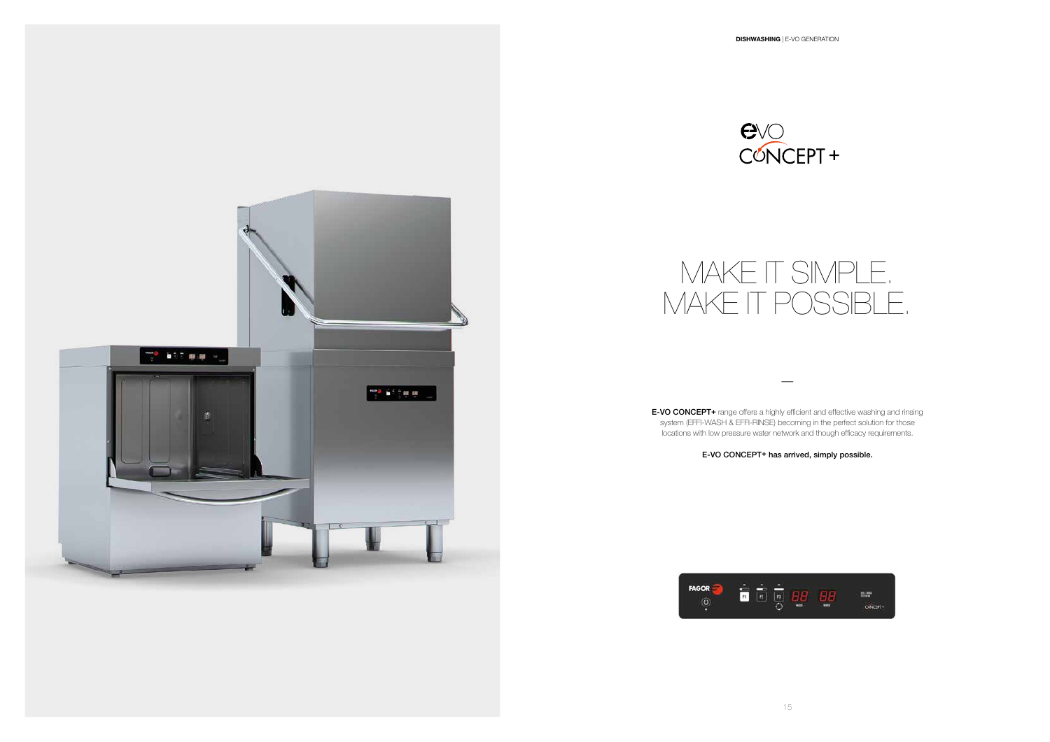# E-VO CONCEPT+

## MAKE IT SIMPLE. MAKE IT POSSIBLE.

—

**E-VO CONCEPT+** range offers a highly efficient and effective washing and rinsing system (EFFI-WASH & EFFI-RINSE) becoming in the perfect solution for those locations with low pressure water network and though efficacy requirements.

**E-VO CONCEPT+ has arrived, simply possible.**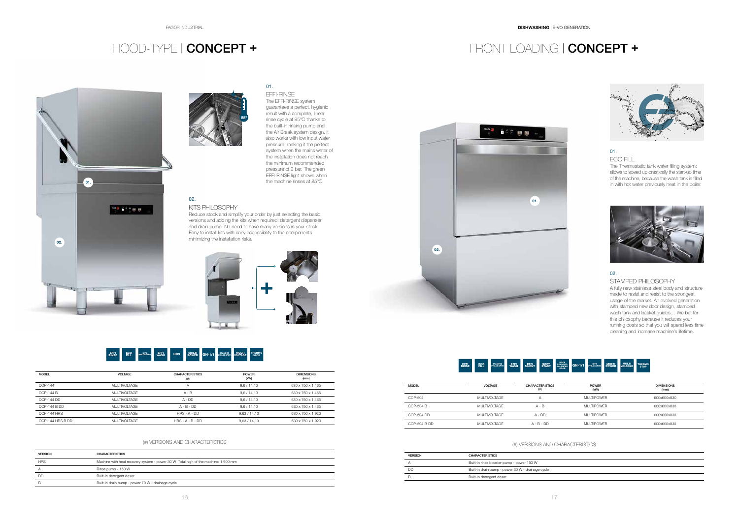# HOOD-TYPE | **CONCEPT +**

### 01.
### EFFI-RINSE

The EFFI-RINSE system guarantees a perfect, hygienic result with a complete, linear rinse cycle at 85ºC thanks to the built-in rinsing pump and the Air Break system design. It also works with low input water pressure, making it the perfect system when the mains water of the installation does not reach the minimum recommended pressure of 2 bar. The green EFFI-RINSE light shows when the machine rinses at 85ºC.

### 02.
### KITS PHILOSOPHY

Reduce stock and simplify your order by just selecting the basic versions and adding the kits when required: detergent dispenser and drain pump. No need to have many versions in your stock. Easy to install kits with easy accessibility to the components minimizing the installation risks.

EFFI RINSE | ECO FILL | KITS PHILOSOPHY | EFFI WASH | HRS | MULTI POWER | GN-1/1 | STAMPED PHILOSOPHY | MULTI VOLTAGE | THERMO STOP

| MODEL | VOLTAGE | CHARACTERISTICS (#) | POWER (kW) | DIMENSIONS (mm) |
|---|---|---|---|---|
| COP-144 | MULTIVOLTAGE | A | 9,6 / 14,10 | 630 x 750 x 1.465 |
| COP-144 B | MULTIVOLTAGE | A - B | 9,6 / 14,10 | 630 x 750 x 1.465 |
| COP-144 DD | MULTIVOLTAGE | A - DD | 9,6 / 14,10 | 630 x 750 x 1.465 |
| COP-144 B DD | MULTIVOLTAGE | A - B - DD | 9,6 / 14,10 | 630 x 750 x 1.465 |
| COP-144 HRS | MULTIVOLTAGE | HRS - A - DD | 9,63 / 14,13 | 630 x 750 x 1.920 |
| COP-144 HRS B DD | MULTIVOLTAGE | HRS - A - B - DD | 9,63 / 14,13 | 630 x 750 x 1.920 |

(#) VERSIONS AND CHARACTERISTICS

| VERSION | CHARACTERISTICS |
|---|---|
| HRS | Machine with heat recovery system - power 30 W Total high of the machine: 1.900 mm |
| A | Rinse pump - 150 W |
| DD | Built-in detergent doser |
| B | Built-in drain pump - power 70 W - drainage cycle |

# FRONT LOADING | **CONCEPT +**

### 01.
### ECO FILL

The Thermostatic tank water filling system: allows to speed up drastically the start-up time of the machine, because the wash tank is filled in with hot water previously heat in the boiler.

### 02.
### STAMPED PHILOSOPHY

A fully new stainless steel body and structure made to resist and resist to the strongest usage of the market. An evolved generation with stamped new door design, stamped wash tank and basket guides… We bet for this philosophy because it reduces your running costs so that you will spend less time cleaning and increase machine's lifetime.

EFFI RINSE | ECO FILL | STAMPED PHILOSOPHY | EFFI WASH | EFFI SILENT | SOFT START | ROCK COUNTER-BALANCED DOOR | GN-1/1 | KITS PHILOSOPHY | MULTI POWER | MULTI VOLTAGE | THERMO STOP

| MODEL | VOLTAGE | CHARACTERISTICS (#) | POWER (kW) | DIMENSIONS (mm) |
|---|---|---|---|---|
| COP-504 | MULTIVOLTAGE | A | MULTIPOWER | 600x600x830 |
| COP-504 B | MULTIVOLTAGE | A - B | MULTIPOWER | 600x600x830 |
| COP-504 DD | MULTIVOLTAGE | A - DD | MULTIPOWER | 600x600x830 |
| COP-504 B DD | MULTIVOLTAGE | A - B - DD | MULTIPOWER | 600x600x830 |

(#) VERSIONS AND CHARACTERISTICS

| VERSION | CHARACTERISTICS |
|---|---|
| A | Built-in rinse booster pump - power 150 W |
| DD | Built-in drain pump - power 30 W - drainage cycle |
| B | Built-in detergent doser |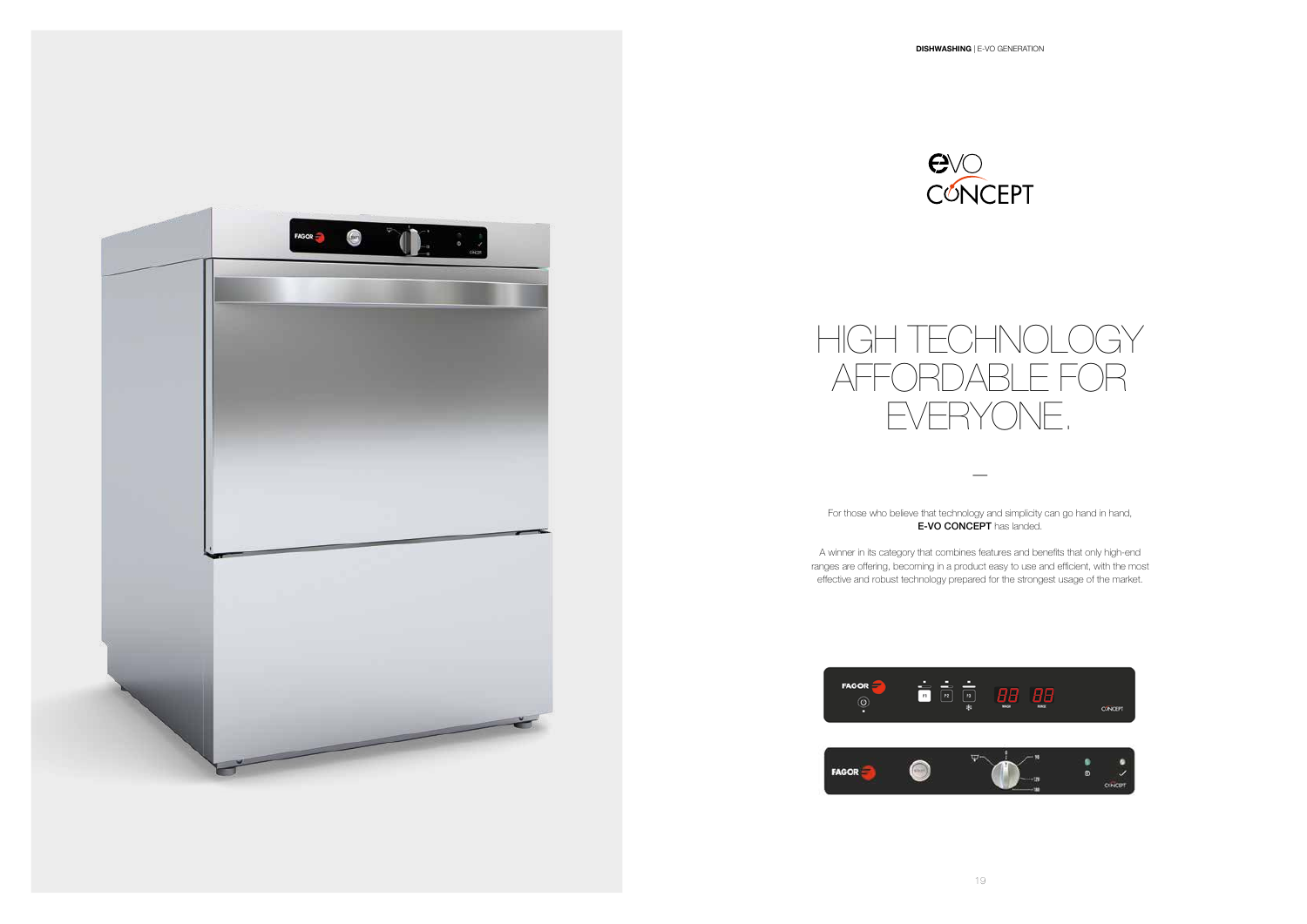# HIGH TECHNOLOGY AFFORDABLE FOR EVERYONE.

—

For those who believe that technology and simplicity can go hand in hand, **E-VO CONCEPT** has landed.

A winner in its category that combines features and benefits that only high-end ranges are offering, becoming in a product easy to use and efficient, with the most effective and robust technology prepared for the strongest usage of the market.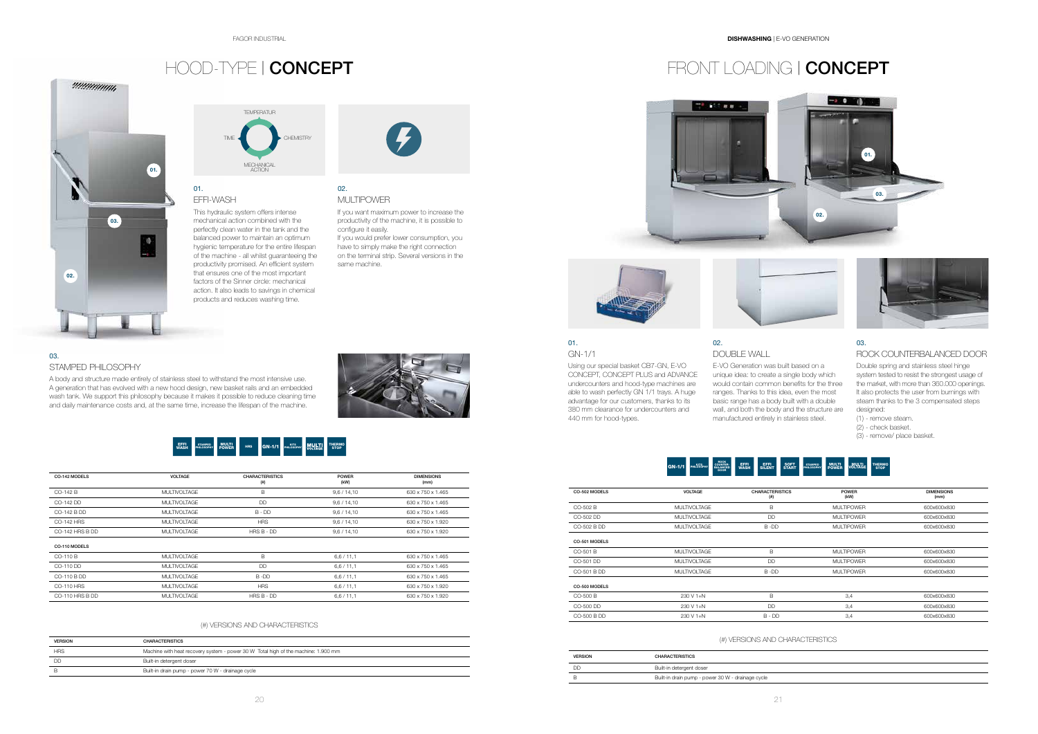# HOOD-TYPE | **CONCEPT**

TEMPERATUR

TIME

CHEMISTRY

MECHANICAL ACTION

### 01.
### EFFI-WASH

This hydraulic system offers intense mechanical action combined with the perfectly clean water in the tank and the balanced power to maintain an optimum hygienic temperature for the entire lifespan of the machine - all whilst guaranteeing the productivity promised. An efficient system that ensures one of the most important factors of the Sinner circle: mechanical action. It also leads to savings in chemical products and reduces washing time.

### 02.
### MULTIPOWER

If you want maximum power to increase the productivity of the machine, it is possible to configure it easily.
If you would prefer lower consumption, you have to simply make the right connection on the terminal strip. Several versions in the same machine.

### 03.
### STAMPED PHILOSOPHY

A body and structure made entirely of stainless steel to withstand the most intensive use. A generation that has evolved with a new hood design, new basket rails and an embedded wash tank. We support this philosophy because it makes it possible to reduce cleaning time and daily maintenance costs and, at the same time, increase the lifespan of the machine.

EFFI WASH | STAMPED PHILOSOPHY | MULTI POWER | HRS | GN-1/1 | KITS PHILOSOPHY | MULTI VOLTAGE | THERMO STOP

| CO-142 MODELS | VOLTAGE | CHARACTERISTICS (#) | POWER (kW) | DIMENSIONS (mm) |
|---|---|---|---|---|
| CO-142 B | MULTIVOLTAGE | B | 9,6 / 14,10 | 630 x 750 x 1.465 |
| CO-142 DD | MULTIVOLTAGE | DD | 9,6 / 14,10 | 630 x 750 x 1.465 |
| CO-142 B DD | MULTIVOLTAGE | B - DD | 9,6 / 14,10 | 630 x 750 x 1.465 |
| CO-142 HRS | MULTIVOLTAGE | HRS | 9,6 / 14,10 | 630 x 750 x 1.920 |
| CO-142 HRS B DD | MULTIVOLTAGE | HRS B - DD | 9,6 / 14,10 | 630 x 750 x 1.920 |
| **CO-110 MODELS** | | | | |
| CO-110 B | MULTIVOLTAGE | B | 6,6 / 11,1 | 630 x 750 x 1.465 |
| CO-110 DD | MULTIVOLTAGE | DD | 6,6 / 11,1 | 630 x 750 x 1.465 |
| CO-110 B DD | MULTIVOLTAGE | B -DD | 6,6 / 11,1 | 630 x 750 x 1.465 |
| CO-110 HRS | MULTIVOLTAGE | HRS | 6,6 / 11,1 | 630 x 750 x 1.920 |
| CO-110 HRS B DD | MULTIVOLTAGE | HRS B - DD | 6,6 / 11,1 | 630 x 750 x 1.920 |

(#) VERSIONS AND CHARACTERISTICS

| VERSION | CHARACTERISTICS |
|---|---|
| HRS | Machine with heat recovery system - power 30 W Total high of the machine: 1.900 mm |
| DD | Built-in detergent doser |
| B | Built-in drain pump - power 70 W - drainage cycle |

# FRONT LOADING | **CONCEPT**

### 01.
### GN-1/1

Using our special basket CB7-GN, E-VO CONCEPT, CONCEPT PLUS and ADVANCE undercounters and hood-type machines are able to wash perfectly GN 1/1 trays. A huge advantage for our customers, thanks to its 380 mm clearance for undercounters and 440 mm for hood-types.

### 02.
### DOUBLE WALL

E-VO Generation was built based on a unique idea: to create a single body which would contain common benefits for the three ranges. Thanks to this idea, even the most basic range has a body built with a double wall, and both the body and the structure are manufactured entirely in stainless steel.

### 03.
### ROCK COUNTERBALANCED DOOR

Double spring and stainless steel hinge system tested to resist the strongest usage of the market, with more than 360.000 openings. It also protects the user from burnings with steam thanks to the 3 compensated steps designed:

(1) - remove steam.
(2) - check basket.
(3) - remove/ place basket.

GN-1/1 | KITS PHILOSOPHY | ROCK COUNTER-BALANCED DOOR | EFFI WASH | EFFI SILENT | SOFT START | STAMPED PHILOSOPHY | MULTI POWER | MULTI VOLTAGE | THERMO STOP

| CO-502 MODELS | VOLTAGE | CHARACTERISTICS (#) | POWER (kW) | DIMENSIONS (mm) |
|---|---|---|---|---|
| CO-502 B | MULTIVOLTAGE | B | MULTIPOWER | 600x600x830 |
| CO-502 DD | MULTIVOLTAGE | DD | MULTIPOWER | 600x600x830 |
| CO-502 B DD | MULTIVOLTAGE | B -DD | MULTIPOWER | 600x600x830 |
| **CO-501 MODELS** | | | | |
| CO-501 B | MULTIVOLTAGE | B | MULTIPOWER | 600x600x830 |
| CO-501 DD | MULTIVOLTAGE | DD | MULTIPOWER | 600x600x830 |
| CO-501 B DD | MULTIVOLTAGE | B -DD | MULTIPOWER | 600x600x830 |
| **CO-500 MODELS** | | | | |
| CO-500 B | 230 V 1+N | B | 3,4 | 600x600x830 |
| CO-500 DD | 230 V 1+N | DD | 3,4 | 600x600x830 |
| CO-500 B DD | 230 V 1+N | B - DD | 3,4 | 600x600x830 |

(#) VERSIONS AND CHARACTERISTICS

| VERSION | CHARACTERISTICS |
|---|---|
| DD | Built-in detergent doser |
| B | Built-in drain pump - power 30 W - drainage cycle |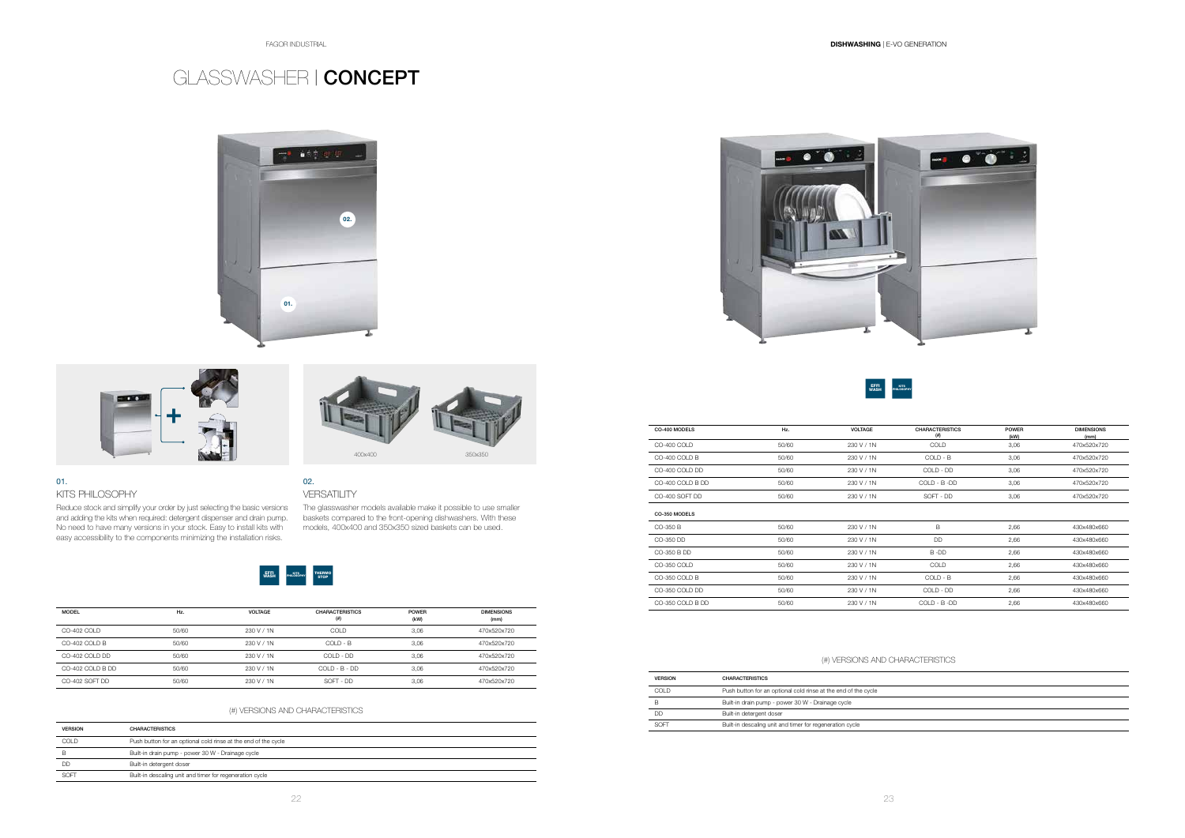# GLASSWASHER | **CONCEPT**

400x400 350x350

### 01.
### KITS PHILOSOPHY

Reduce stock and simplify your order by just selecting the basic versions and adding the kits when required: detergent dispenser and drain pump. No need to have many versions in your stock. Easy to install kits with easy accessibility to the components minimizing the installation risks.

### 02.
### VERSATILITY

The glasswasher models available make it possible to use smaller baskets compared to the front-opening dishwashers. With these models, 400x400 and 350x350 sized baskets can be used.

EFFI WASH | KITS PHILOSOPHY | THERMO STOP

| MODEL | Hz. | VOLTAGE | CHARACTERISTICS (#) | POWER (kW) | DIMENSIONS (mm) |
|---|---|---|---|---|---|
| CO-402 COLD | 50/60 | 230 V / 1N | COLD | 3,06 | 470x520x720 |
| CO-402 COLD B | 50/60 | 230 V / 1N | COLD - B | 3,06 | 470x520x720 |
| CO-402 COLD DD | 50/60 | 230 V / 1N | COLD - DD | 3,06 | 470x520x720 |
| CO-402 COLD B DD | 50/60 | 230 V / 1N | COLD - B - DD | 3,06 | 470x520x720 |
| CO-402 SOFT DD | 50/60 | 230 V / 1N | SOFT - DD | 3,06 | 470x520x720 |

(#) VERSIONS AND CHARACTERISTICS

| VERSION | CHARACTERISTICS |
|---|---|
| COLD | Push button for an optional cold rinse at the end of the cycle |
| B | Built-in drain pump - power 30 W - Drainage cycle |
| DD | Built-in detergent doser |
| SOFT | Built-in descaling unit and timer for regeneration cycle |

EFFI WASH | KITS PHILOSOPHY

| CO-400 MODELS | Hz. | VOLTAGE | CHARACTERISTICS (#) | POWER (kW) | DIMENSIONS (mm) |
|---|---|---|---|---|---|
| CO-400 COLD | 50/60 | 230 V / 1N | COLD | 3,06 | 470x520x720 |
| CO-400 COLD B | 50/60 | 230 V / 1N | COLD - B | 3,06 | 470x520x720 |
| CO-400 COLD DD | 50/60 | 230 V / 1N | COLD - DD | 3,06 | 470x520x720 |
| CO-400 COLD B DD | 50/60 | 230 V / 1N | COLD - B -DD | 3,06 | 470x520x720 |
| CO-400 SOFT DD | 50/60 | 230 V / 1N | SOFT - DD | 3,06 | 470x520x720 |
| **CO-350 MODELS** | | | | | |
| CO-350 B | 50/60 | 230 V / 1N | B | 2,66 | 430x480x660 |
| CO-350 DD | 50/60 | 230 V / 1N | DD | 2,66 | 430x480x660 |
| CO-350 B DD | 50/60 | 230 V / 1N | B -DD | 2,66 | 430x480x660 |
| CO-350 COLD | 50/60 | 230 V / 1N | COLD | 2,66 | 430x480x660 |
| CO-350 COLD B | 50/60 | 230 V / 1N | COLD - B | 2,66 | 430x480x660 |
| CO-350 COLD DD | 50/60 | 230 V / 1N | COLD - DD | 2,66 | 430x480x660 |
| CO-350 COLD B DD | 50/60 | 230 V / 1N | COLD - B -DD | 2,66 | 430x480x660 |

(#) VERSIONS AND CHARACTERISTICS

| VERSION | CHARACTERISTICS |
|---|---|
| COLD | Push button for an optional cold rinse at the end of the cycle |
| B | Built-in drain pump - power 30 W - Drainage cycle |
| DD | Built-in detergent doser |
| SOFT | Built-in descaling unit and timer for regeneration cycle |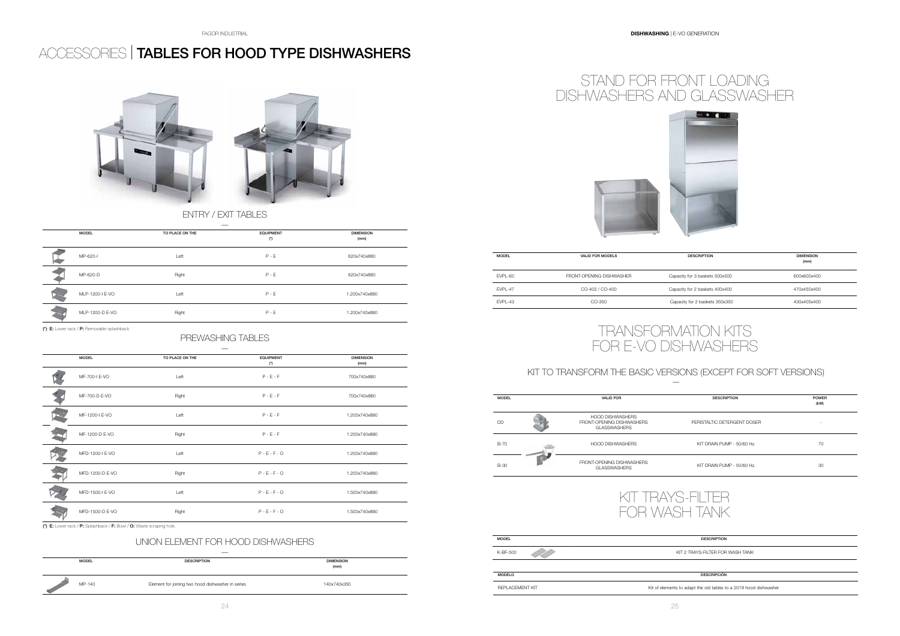# ACCESSORIES | TABLES FOR HOOD TYPE DISHWASHERS

## ENTRY / EXIT TABLES

| MODEL | TO PLACE ON THE | EQUIPMENT (*) | DIMENSION (mm) |
|---|---|---|---|
| MP-620-I | Left | P - E | 620x740x880 |
| MP-620-D | Right | P - E | 620x740x880 |
| MLP-1200-I E-VO | Left | P - E | 1.200x740x880 |
| MLP-1200-D E-VO | Right | P - E | 1.200x740x880 |

(*): **E:** Lower rack / **P:** Removable splashback

## PREWASHING TABLES

| MODEL | TO PLACE ON THE | EQUIPMENT (*) | DIMENSION (mm) |
|---|---|---|---|
| MF-700-I E-VO | Left | P - E - F | 700x740x880 |
| MF-700-D E-VO | Right | P - E - F | 700x740x880 |
| MF-1200-I E-VO | Left | P - E - F | 1.200x740x880 |
| MF-1200-D E-VO | Right | P - E - F | 1.200x740x880 |
| MFD-1200-I E-VO | Left | P - E - F - O | 1.200x740x880 |
| MFD-1200-D E-VO | Right | P - E - F - O | 1.200x740x880 |
| MFD-1500-I E-VO | Left | P - E - F - O | 1.500x740x880 |
| MFD-1500-D E-VO | Right | P - E - F - O | 1.500x740x880 |

(*): **E:** Lower rack / **P:** Splashback / **F:** Bowl / **O:** Waste scraping hole.

## UNION ELEMENT FOR HOOD DISHWASHERS

| MODEL | DESCRIPTION | DIMENSION (mm) |
|---|---|---|
| MP-140 | Element for joining two hood dishwasher in series | 140x740x350 |

# STAND FOR FRONT LOADING DISHWASHERS AND GLASSWASHER

| MODEL | VALID FOR MODELS | DESCRIPTION | DIMENSION (mm) |
|---|---|---|---|
| EVPL-60 | FRONT-OPENING DISHWASHER | Capacity for 3 baskets 500x500 | 600x600x400 |
| EVPL-47 | CO-402 / CO-400 | Capacity for 2 baskets 400x400 | 470x450x400 |
| EVPL-43 | CO-350 | Capacity for 2 baskets 350x350 | 430x405x400 |

# TRANSFORMATION KITS FOR E-VO DISHWASHERS

## KIT TO TRANSFORM THE BASIC VERSIONS (EXCEPT FOR SOFT VERSIONS)

| MODEL | VALID FOR | DESCRIPTION | POWER (kW) |
|---|---|---|---|
| DD | HOOD DISHWASHERS FRONT-OPENING DISHWASHERS GLASSWASHERS | PERISTÁLTIC DETERGENT DOSER | - |
| B-70 | HOOD DISHWASHERS | KIT DRAIN PUMP - 50/60 Hz. | 70 |
| B-30 | FRONT-OPENING DISHWASHERS GLASSWASHERS | KIT DRAIN PUMP - 50/60 Hz. | 30 |

# KIT TRAYS-FILTER FOR WASH TANK

| MODEL | DESCRIPTION |
|---|---|
| K-BF-500 | KIT 2 TRAYS-FILTER FOR WASH TANK |

| MODELO | DESCRIPCIÓN |
|---|---|
| REPLACEMENT KIT | Kit of elements to adapt the old tables to a 2019 hood dishwasher |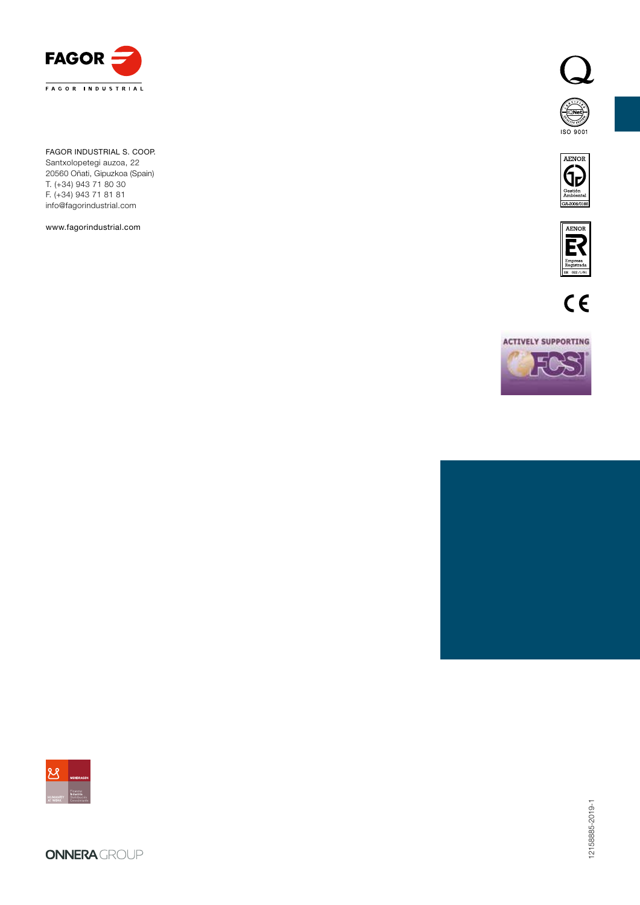FAGOR INDUSTRIAL S. COOP.
Santxolopetegi auzoa, 22
20560 Oñati, Gipuzkoa (Spain)
T. (+34) 943 71 80 30
F. (+34) 943 71 81 81
info@fagorindustrial.com

www.fagorindustrial.com

ISO 9001

12158885-2019-1